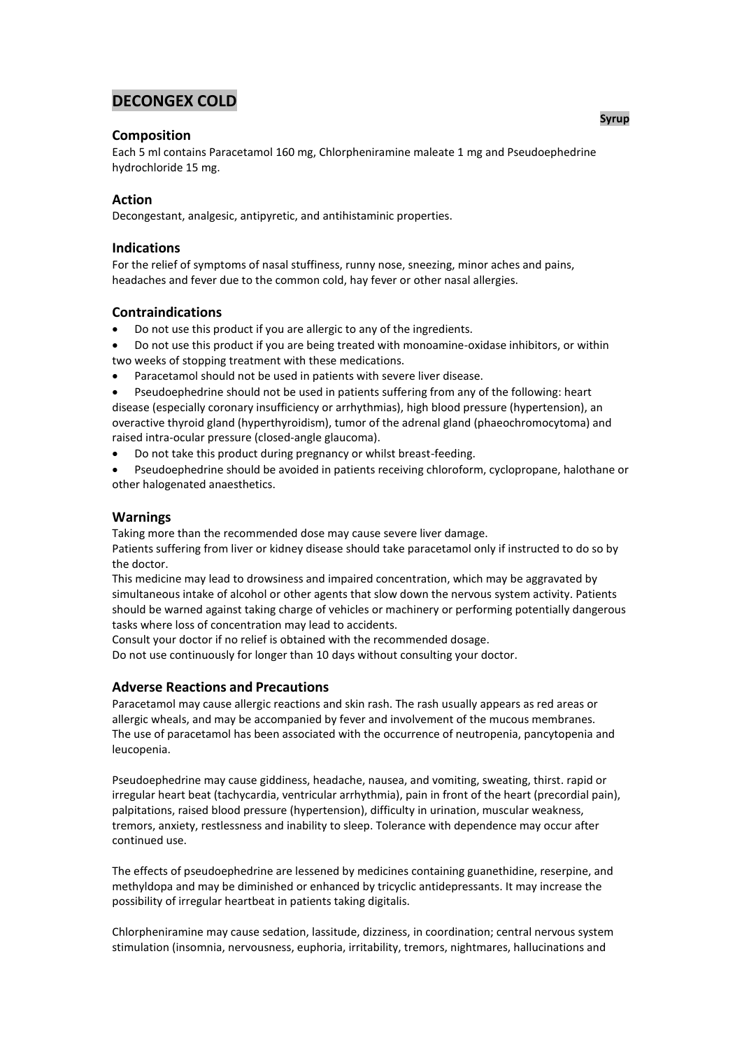# DECONGEX COLD

**Syrup**

## Composition

Each 5 ml contains Paracetamol 160 mg, Chlorpheniramine maleate 1 mg and Pseudoephedrine hydrochloride 15 mg.

## Action

Decongestant, analgesic, antipyretic, and antihistaminic properties.

## Indications

For the relief of symptoms of nasal stuffiness, runny nose, sneezing, minor aches and pains, headaches and fever due to the common cold, hay fever or other nasal allergies.

## Contraindications

- Do not use this product if you are allergic to any of the ingredients.
- Do not use this product if you are being treated with monoamine-oxidase inhibitors, or within two weeks of stopping treatment with these medications.
- Paracetamol should not be used in patients with severe liver disease.
- Pseudoephedrine should not be used in patients suffering from any of the following: heart disease (especially coronary insufficiency or arrhythmias), high blood pressure (hypertension), an overactive thyroid gland (hyperthyroidism), tumor of the adrenal gland (phaeochromocytoma) and raised intra-ocular pressure (closed-angle glaucoma).
- Do not take this product during pregnancy or whilst breast-feeding.
- Pseudoephedrine should be avoided in patients receiving chloroform, cyclopropane, halothane or other halogenated anaesthetics.

## Warnings

Taking more than the recommended dose may cause severe liver damage.
Patients suffering from liver or kidney disease should take paracetamol only if instructed to do so by the doctor.
This medicine may lead to drowsiness and impaired concentration, which may be aggravated by simultaneous intake of alcohol or other agents that slow down the nervous system activity. Patients should be warned against taking charge of vehicles or machinery or performing potentially dangerous tasks where loss of concentration may lead to accidents.
Consult your doctor if no relief is obtained with the recommended dosage.
Do not use continuously for longer than 10 days without consulting your doctor.

## Adverse Reactions and Precautions

Paracetamol may cause allergic reactions and skin rash. The rash usually appears as red areas or allergic wheals, and may be accompanied by fever and involvement of the mucous membranes. The use of paracetamol has been associated with the occurrence of neutropenia, pancytopenia and leucopenia.

Pseudoephedrine may cause giddiness, headache, nausea, and vomiting, sweating, thirst. rapid or irregular heart beat (tachycardia, ventricular arrhythmia), pain in front of the heart (precordial pain), palpitations, raised blood pressure (hypertension), difficulty in urination, muscular weakness, tremors, anxiety, restlessness and inability to sleep. Tolerance with dependence may occur after continued use.

The effects of pseudoephedrine are lessened by medicines containing guanethidine, reserpine, and methyldopa and may be diminished or enhanced by tricyclic antidepressants. It may increase the possibility of irregular heartbeat in patients taking digitalis.

Chlorpheniramine may cause sedation, lassitude, dizziness, in coordination; central nervous system stimulation (insomnia, nervousness, euphoria, irritability, tremors, nightmares, hallucinations and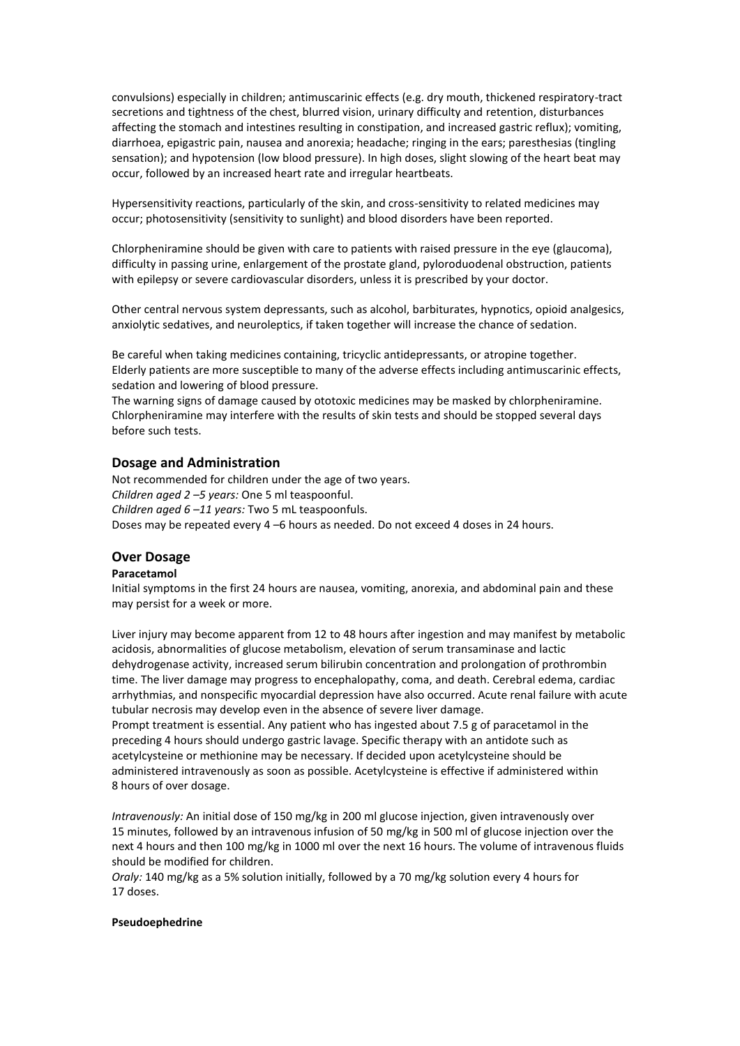convulsions) especially in children; antimuscarinic effects (e.g. dry mouth, thickened respiratory-tract secretions and tightness of the chest, blurred vision, urinary difficulty and retention, disturbances affecting the stomach and intestines resulting in constipation, and increased gastric reflux); vomiting, diarrhoea, epigastric pain, nausea and anorexia; headache; ringing in the ears; paresthesias (tingling sensation); and hypotension (low blood pressure). In high doses, slight slowing of the heart beat may occur, followed by an increased heart rate and irregular heartbeats.

Hypersensitivity reactions, particularly of the skin, and cross-sensitivity to related medicines may occur; photosensitivity (sensitivity to sunlight) and blood disorders have been reported.

Chlorpheniramine should be given with care to patients with raised pressure in the eye (glaucoma), difficulty in passing urine, enlargement of the prostate gland, pyloroduodenal obstruction, patients with epilepsy or severe cardiovascular disorders, unless it is prescribed by your doctor.

Other central nervous system depressants, such as alcohol, barbiturates, hypnotics, opioid analgesics, anxiolytic sedatives, and neuroleptics, if taken together will increase the chance of sedation.

Be careful when taking medicines containing, tricyclic antidepressants, or atropine together.
Elderly patients are more susceptible to many of the adverse effects including antimuscarinic effects, sedation and lowering of blood pressure.
The warning signs of damage caused by ototoxic medicines may be masked by chlorpheniramine.
Chlorpheniramine may interfere with the results of skin tests and should be stopped several days before such tests.

## Dosage and Administration

Not recommended for children under the age of two years.
*Children aged 2 –5 years:* One 5 ml teaspoonful.
*Children aged 6 –11 years:* Two 5 mL teaspoonfuls.
Doses may be repeated every 4 –6 hours as needed. Do not exceed 4 doses in 24 hours.

## Over Dosage

**Paracetamol**

Initial symptoms in the first 24 hours are nausea, vomiting, anorexia, and abdominal pain and these may persist for a week or more.

Liver injury may become apparent from 12 to 48 hours after ingestion and may manifest by metabolic acidosis, abnormalities of glucose metabolism, elevation of serum transaminase and lactic dehydrogenase activity, increased serum bilirubin concentration and prolongation of prothrombin time. The liver damage may progress to encephalopathy, coma, and death. Cerebral edema, cardiac arrhythmias, and nonspecific myocardial depression have also occurred. Acute renal failure with acute tubular necrosis may develop even in the absence of severe liver damage.
Prompt treatment is essential. Any patient who has ingested about 7.5 g of paracetamol in the preceding 4 hours should undergo gastric lavage. Specific therapy with an antidote such as acetylcysteine or methionine may be necessary. If decided upon acetylcysteine should be administered intravenously as soon as possible. Acetylcysteine is effective if administered within 8 hours of over dosage.

*Intravenously:* An initial dose of 150 mg/kg in 200 ml glucose injection, given intravenously over 15 minutes, followed by an intravenous infusion of 50 mg/kg in 500 ml of glucose injection over the next 4 hours and then 100 mg/kg in 1000 ml over the next 16 hours. The volume of intravenous fluids should be modified for children.
*Oraly:* 140 mg/kg as a 5% solution initially, followed by a 70 mg/kg solution every 4 hours for 17 doses.

**Pseudoephedrine**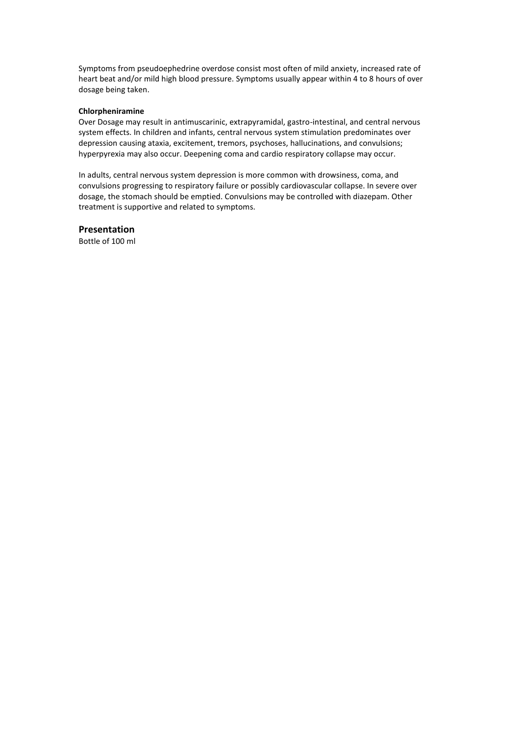Symptoms from pseudoephedrine overdose consist most often of mild anxiety, increased rate of heart beat and/or mild high blood pressure. Symptoms usually appear within 4 to 8 hours of over dosage being taken.

**Chlorpheniramine**

Over Dosage may result in antimuscarinic, extrapyramidal, gastro-intestinal, and central nervous system effects. In children and infants, central nervous system stimulation predominates over depression causing ataxia, excitement, tremors, psychoses, hallucinations, and convulsions; hyperpyrexia may also occur. Deepening coma and cardio respiratory collapse may occur.

In adults, central nervous system depression is more common with drowsiness, coma, and convulsions progressing to respiratory failure or possibly cardiovascular collapse. In severe over dosage, the stomach should be emptied. Convulsions may be controlled with diazepam. Other treatment is supportive and related to symptoms.

## Presentation

Bottle of 100 ml